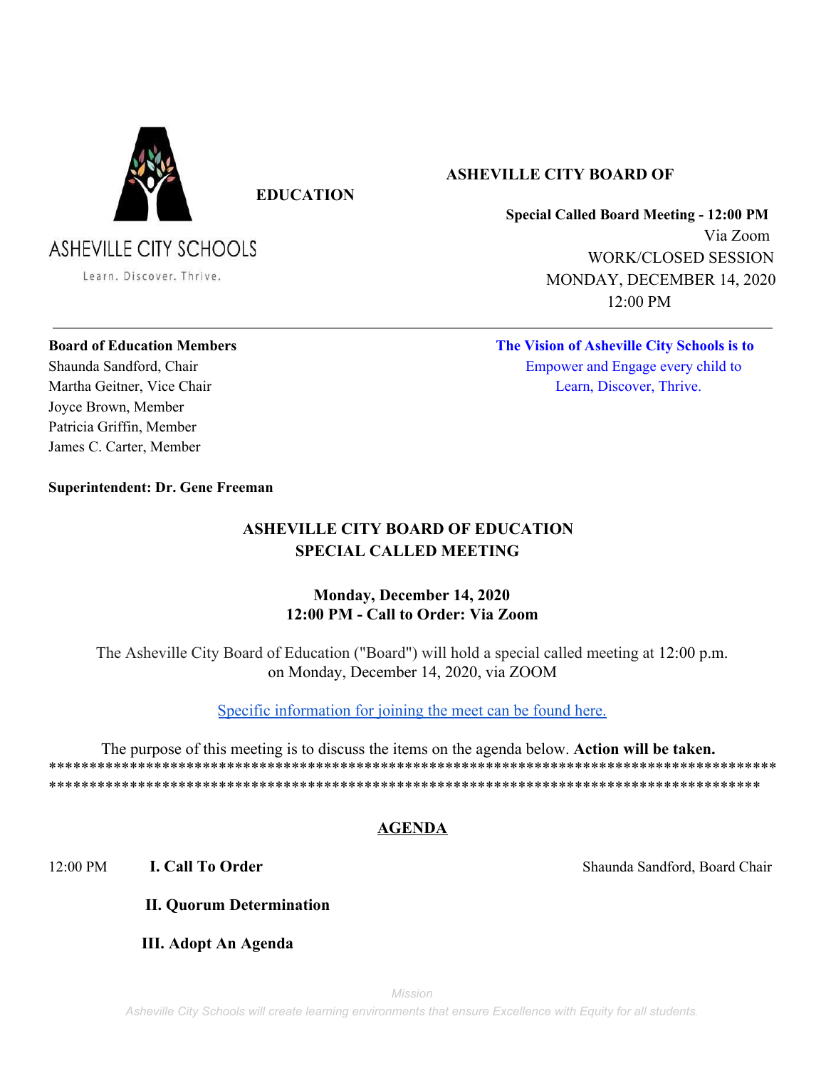ASHEVILLE CITY SCHOOLS

Learn. Discover. Thrive.

**ASHEVILLE CITY BOARD OF EDUCATION**

**Special Called Board Meeting - 12:00 PM**
Via Zoom
WORK/CLOSED SESSION
MONDAY, DECEMBER 14, 2020
12:00 PM

---

**Board of Education Members**
Shaunda Sandford, Chair
Martha Geitner, Vice Chair
Joyce Brown, Member
Patricia Griffin, Member
James C. Carter, Member

**Superintendent: Dr. Gene Freeman**

**The Vision of Asheville City Schools is to**
Empower and Engage every child to
Learn, Discover, Thrive.

## ASHEVILLE CITY BOARD OF EDUCATION
## SPECIAL CALLED MEETING

**Monday, December 14, 2020**
**12:00 PM - Call to Order: Via Zoom**

The Asheville City Board of Education ("Board") will hold a special called meeting at 12:00 p.m. on Monday, December 14, 2020, via ZOOM

Specific information for joining the meet can be found here.

The purpose of this meeting is to discuss the items on the agenda below. **Action will be taken.**
*********************************************************************************************
********************************************************************************************

## AGENDA

12:00 PM **I. Call To Order** — Shaunda Sandford, Board Chair

**II. Quorum Determination**

**III. Adopt An Agenda**

*Mission*
*Asheville City Schools will create learning environments that ensure Excellence with Equity for all students.*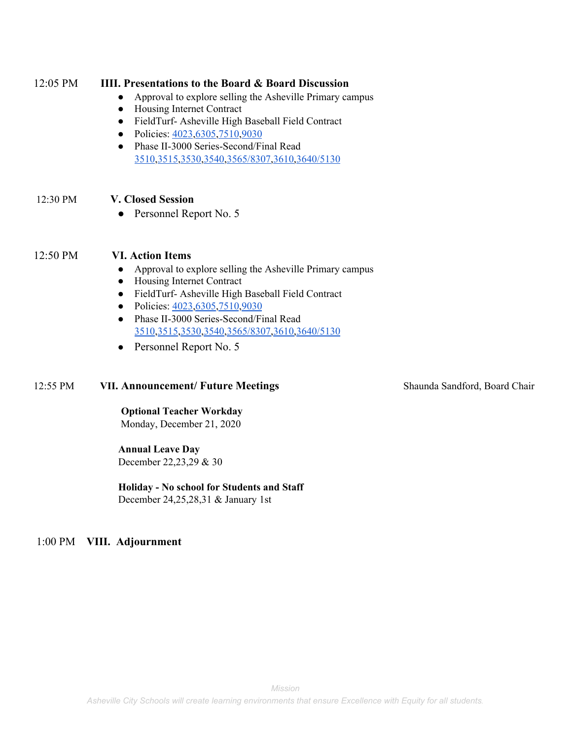12:05 PM **IIII. Presentations to the Board & Board Discussion**

- Approval to explore selling the Asheville Primary campus
- Housing Internet Contract
- FieldTurf- Asheville High Baseball Field Contract
- Policies: 4023,6305,7510,9030
- Phase II-3000 Series-Second/Final Read 3510,3515,3530,3540,3565/8307,3610,3640/5130

12:30 PM **V. Closed Session**

- Personnel Report No. 5

12:50 PM **VI. Action Items**

- Approval to explore selling the Asheville Primary campus
- Housing Internet Contract
- FieldTurf- Asheville High Baseball Field Contract
- Policies: 4023,6305,7510,9030
- Phase II-3000 Series-Second/Final Read 3510,3515,3530,3540,3565/8307,3610,3640/5130
- Personnel Report No. 5

12:55 PM **VII. Announcement/ Future Meetings** Shaunda Sandford, Board Chair

**Optional Teacher Workday**
Monday, December 21, 2020

**Annual Leave Day**
December 22,23,29 & 30

**Holiday - No school for Students and Staff**
December 24,25,28,31 & January 1st

1:00 PM **VIII. Adjournment**

*Mission*
*Asheville City Schools will create learning environments that ensure Excellence with Equity for all students.*